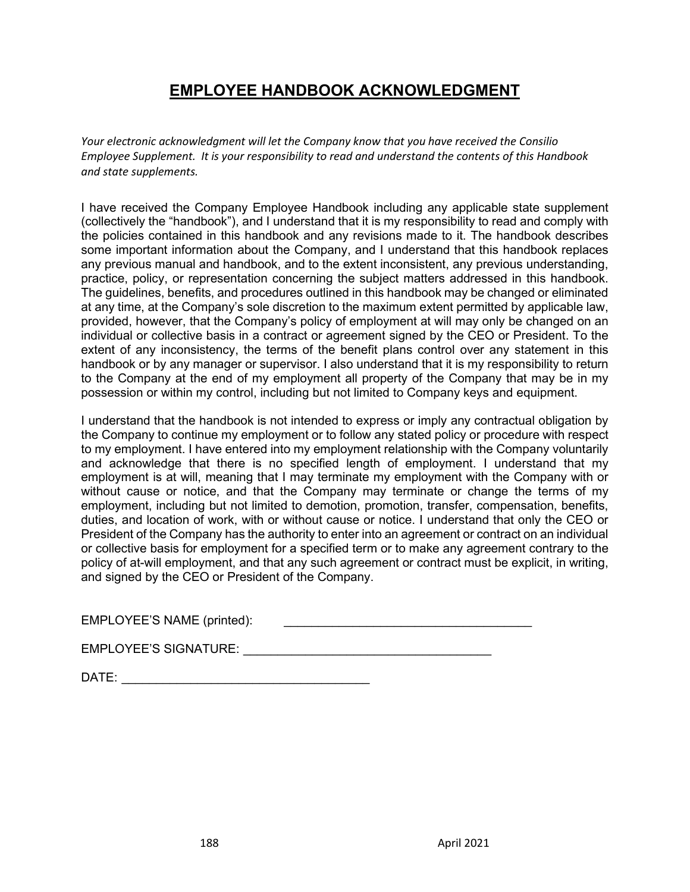# EMPLOYEE HANDBOOK ACKNOWLEDGMENT

*Your electronic acknowledgment will let the Company know that you have received the Consilio Employee Supplement. It is your responsibility to read and understand the contents of this Handbook and state supplements.*

I have received the Company Employee Handbook including any applicable state supplement (collectively the "handbook"), and I understand that it is my responsibility to read and comply with the policies contained in this handbook and any revisions made to it. The handbook describes some important information about the Company, and I understand that this handbook replaces any previous manual and handbook, and to the extent inconsistent, any previous understanding, practice, policy, or representation concerning the subject matters addressed in this handbook. The guidelines, benefits, and procedures outlined in this handbook may be changed or eliminated at any time, at the Company's sole discretion to the maximum extent permitted by applicable law, provided, however, that the Company's policy of employment at will may only be changed on an individual or collective basis in a contract or agreement signed by the CEO or President. To the extent of any inconsistency, the terms of the benefit plans control over any statement in this handbook or by any manager or supervisor. I also understand that it is my responsibility to return to the Company at the end of my employment all property of the Company that may be in my possession or within my control, including but not limited to Company keys and equipment.

I understand that the handbook is not intended to express or imply any contractual obligation by the Company to continue my employment or to follow any stated policy or procedure with respect to my employment. I have entered into my employment relationship with the Company voluntarily and acknowledge that there is no specified length of employment. I understand that my employment is at will, meaning that I may terminate my employment with the Company with or without cause or notice, and that the Company may terminate or change the terms of my employment, including but not limited to demotion, promotion, transfer, compensation, benefits, duties, and location of work, with or without cause or notice. I understand that only the CEO or President of the Company has the authority to enter into an agreement or contract on an individual or collective basis for employment for a specified term or to make any agreement contrary to the policy of at-will employment, and that any such agreement or contract must be explicit, in writing, and signed by the CEO or President of the Company.

EMPLOYEE'S NAME (printed): ____________________________________

EMPLOYEE'S SIGNATURE: ____________________________________

DATE: ____________________________________

April 2021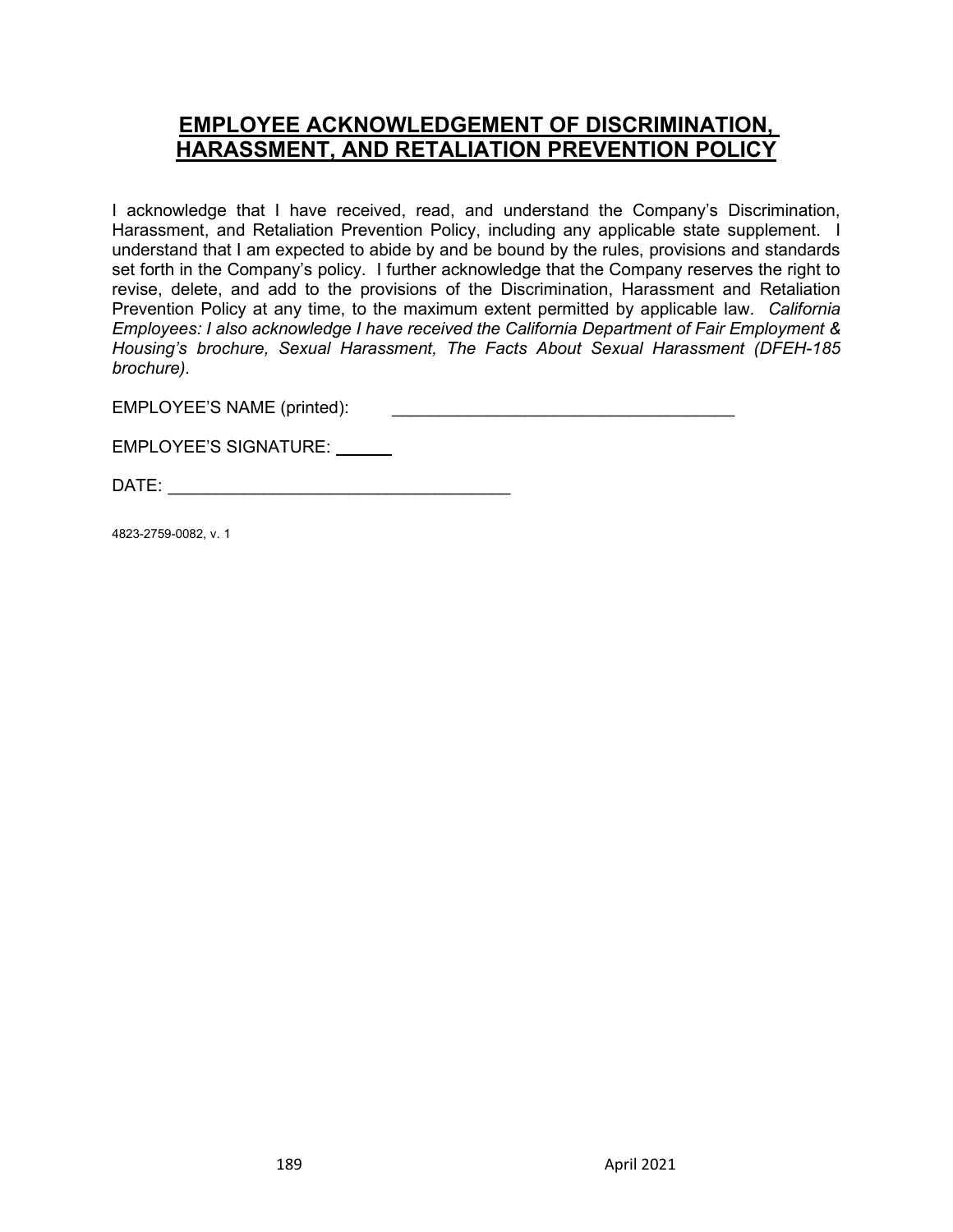# EMPLOYEE ACKNOWLEDGEMENT OF DISCRIMINATION, HARASSMENT, AND RETALIATION PREVENTION POLICY

I acknowledge that I have received, read, and understand the Company's Discrimination, Harassment, and Retaliation Prevention Policy, including any applicable state supplement. I understand that I am expected to abide by and be bound by the rules, provisions and standards set forth in the Company's policy. I further acknowledge that the Company reserves the right to revise, delete, and add to the provisions of the Discrimination, Harassment and Retaliation Prevention Policy at any time, to the maximum extent permitted by applicable law. *California Employees: I also acknowledge I have received the California Department of Fair Employment & Housing's brochure, Sexual Harassment, The Facts About Sexual Harassment (DFEH-185 brochure).*

EMPLOYEE'S NAME (printed): ____________________________________

EMPLOYEE'S SIGNATURE: ______

DATE: ____________________________________

4823-2759-0082, v. 1